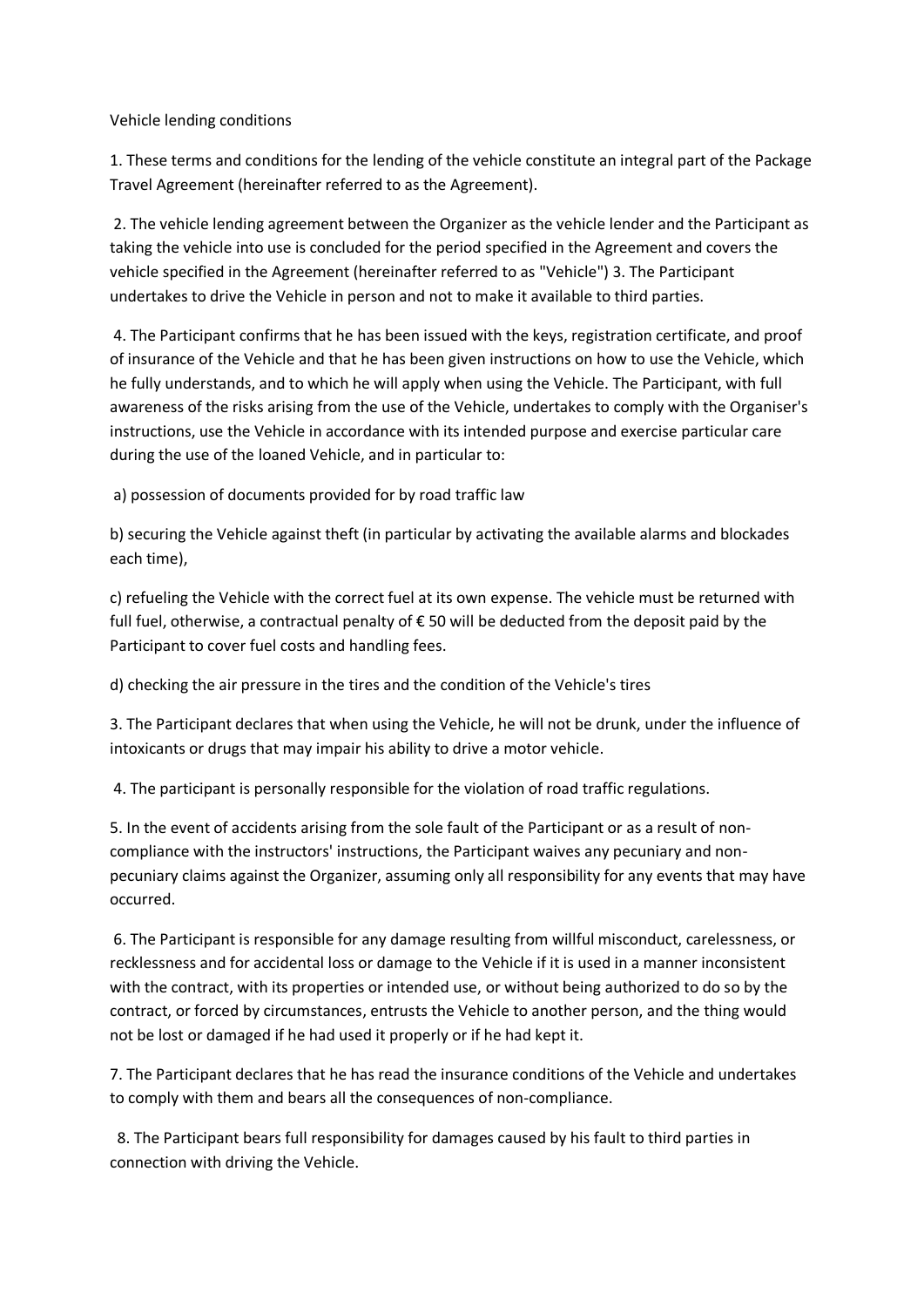Vehicle lending conditions

1. These terms and conditions for the lending of the vehicle constitute an integral part of the Package Travel Agreement (hereinafter referred to as the Agreement).

2. The vehicle lending agreement between the Organizer as the vehicle lender and the Participant as taking the vehicle into use is concluded for the period specified in the Agreement and covers the vehicle specified in the Agreement (hereinafter referred to as "Vehicle") 3. The Participant undertakes to drive the Vehicle in person and not to make it available to third parties.

4. The Participant confirms that he has been issued with the keys, registration certificate, and proof of insurance of the Vehicle and that he has been given instructions on how to use the Vehicle, which he fully understands, and to which he will apply when using the Vehicle. The Participant, with full awareness of the risks arising from the use of the Vehicle, undertakes to comply with the Organiser's instructions, use the Vehicle in accordance with its intended purpose and exercise particular care during the use of the loaned Vehicle, and in particular to:

a) possession of documents provided for by road traffic law

b) securing the Vehicle against theft (in particular by activating the available alarms and blockades each time),

c) refueling the Vehicle with the correct fuel at its own expense. The vehicle must be returned with full fuel, otherwise, a contractual penalty of € 50 will be deducted from the deposit paid by the Participant to cover fuel costs and handling fees.

d) checking the air pressure in the tires and the condition of the Vehicle's tires

3. The Participant declares that when using the Vehicle, he will not be drunk, under the influence of intoxicants or drugs that may impair his ability to drive a motor vehicle.

4. The participant is personally responsible for the violation of road traffic regulations.

5. In the event of accidents arising from the sole fault of the Participant or as a result of non-compliance with the instructors' instructions, the Participant waives any pecuniary and non-pecuniary claims against the Organizer, assuming only all responsibility for any events that may have occurred.

6. The Participant is responsible for any damage resulting from willful misconduct, carelessness, or recklessness and for accidental loss or damage to the Vehicle if it is used in a manner inconsistent with the contract, with its properties or intended use, or without being authorized to do so by the contract, or forced by circumstances, entrusts the Vehicle to another person, and the thing would not be lost or damaged if he had used it properly or if he had kept it.

7. The Participant declares that he has read the insurance conditions of the Vehicle and undertakes to comply with them and bears all the consequences of non-compliance.

8. The Participant bears full responsibility for damages caused by his fault to third parties in connection with driving the Vehicle.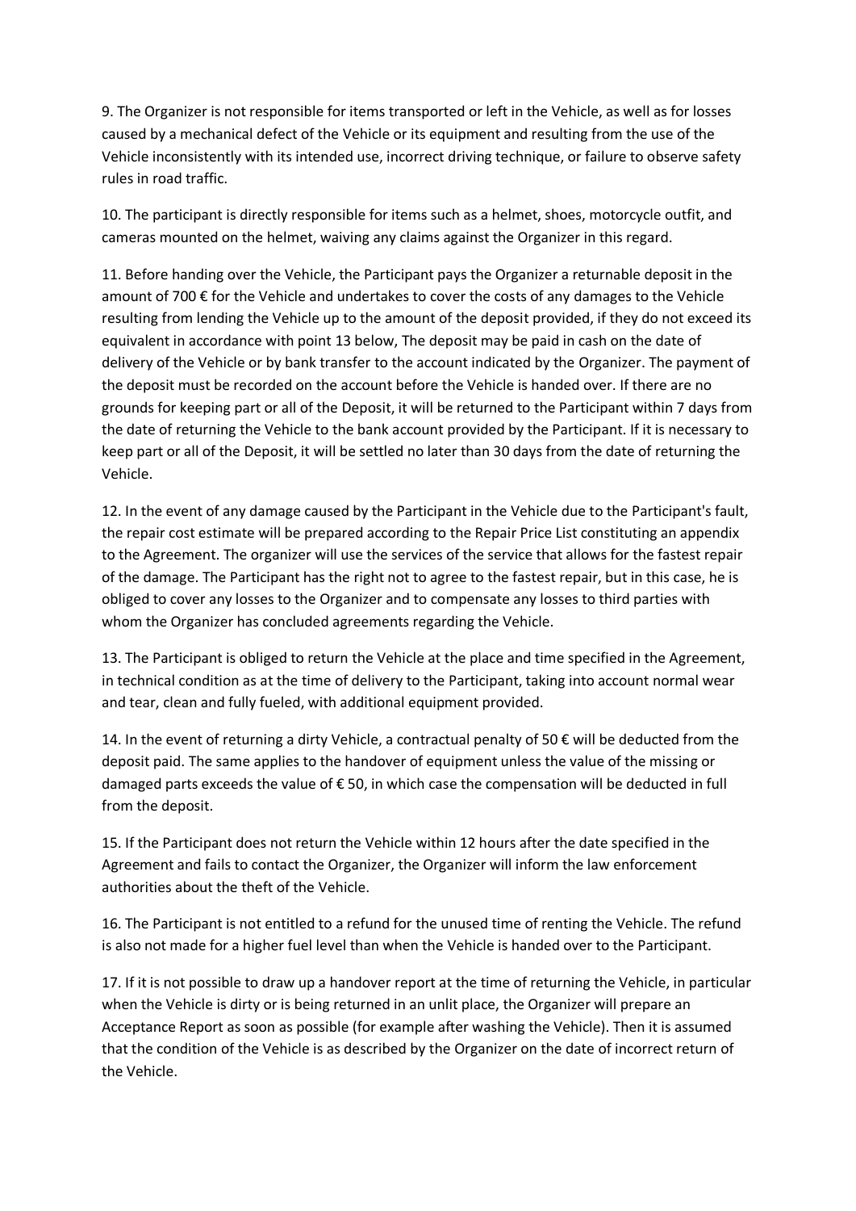9. The Organizer is not responsible for items transported or left in the Vehicle, as well as for losses caused by a mechanical defect of the Vehicle or its equipment and resulting from the use of the Vehicle inconsistently with its intended use, incorrect driving technique, or failure to observe safety rules in road traffic.

10. The participant is directly responsible for items such as a helmet, shoes, motorcycle outfit, and cameras mounted on the helmet, waiving any claims against the Organizer in this regard.

11. Before handing over the Vehicle, the Participant pays the Organizer a returnable deposit in the amount of 700 € for the Vehicle and undertakes to cover the costs of any damages to the Vehicle resulting from lending the Vehicle up to the amount of the deposit provided, if they do not exceed its equivalent in accordance with point 13 below, The deposit may be paid in cash on the date of delivery of the Vehicle or by bank transfer to the account indicated by the Organizer. The payment of the deposit must be recorded on the account before the Vehicle is handed over. If there are no grounds for keeping part or all of the Deposit, it will be returned to the Participant within 7 days from the date of returning the Vehicle to the bank account provided by the Participant. If it is necessary to keep part or all of the Deposit, it will be settled no later than 30 days from the date of returning the Vehicle.

12. In the event of any damage caused by the Participant in the Vehicle due to the Participant's fault, the repair cost estimate will be prepared according to the Repair Price List constituting an appendix to the Agreement. The organizer will use the services of the service that allows for the fastest repair of the damage. The Participant has the right not to agree to the fastest repair, but in this case, he is obliged to cover any losses to the Organizer and to compensate any losses to third parties with whom the Organizer has concluded agreements regarding the Vehicle.

13. The Participant is obliged to return the Vehicle at the place and time specified in the Agreement, in technical condition as at the time of delivery to the Participant, taking into account normal wear and tear, clean and fully fueled, with additional equipment provided.

14. In the event of returning a dirty Vehicle, a contractual penalty of 50 € will be deducted from the deposit paid. The same applies to the handover of equipment unless the value of the missing or damaged parts exceeds the value of € 50, in which case the compensation will be deducted in full from the deposit.

15. If the Participant does not return the Vehicle within 12 hours after the date specified in the Agreement and fails to contact the Organizer, the Organizer will inform the law enforcement authorities about the theft of the Vehicle.

16. The Participant is not entitled to a refund for the unused time of renting the Vehicle. The refund is also not made for a higher fuel level than when the Vehicle is handed over to the Participant.

17. If it is not possible to draw up a handover report at the time of returning the Vehicle, in particular when the Vehicle is dirty or is being returned in an unlit place, the Organizer will prepare an Acceptance Report as soon as possible (for example after washing the Vehicle). Then it is assumed that the condition of the Vehicle is as described by the Organizer on the date of incorrect return of the Vehicle.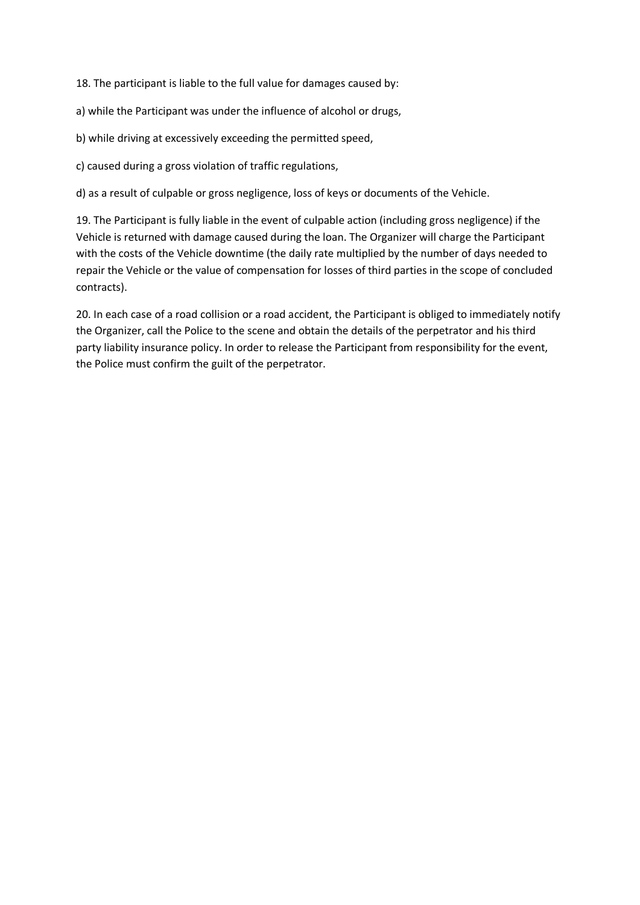18. The participant is liable to the full value for damages caused by:

a) while the Participant was under the influence of alcohol or drugs,

b) while driving at excessively exceeding the permitted speed,

c) caused during a gross violation of traffic regulations,

d) as a result of culpable or gross negligence, loss of keys or documents of the Vehicle.

19. The Participant is fully liable in the event of culpable action (including gross negligence) if the Vehicle is returned with damage caused during the loan. The Organizer will charge the Participant with the costs of the Vehicle downtime (the daily rate multiplied by the number of days needed to repair the Vehicle or the value of compensation for losses of third parties in the scope of concluded contracts).

20. In each case of a road collision or a road accident, the Participant is obliged to immediately notify the Organizer, call the Police to the scene and obtain the details of the perpetrator and his third party liability insurance policy. In order to release the Participant from responsibility for the event, the Police must confirm the guilt of the perpetrator.